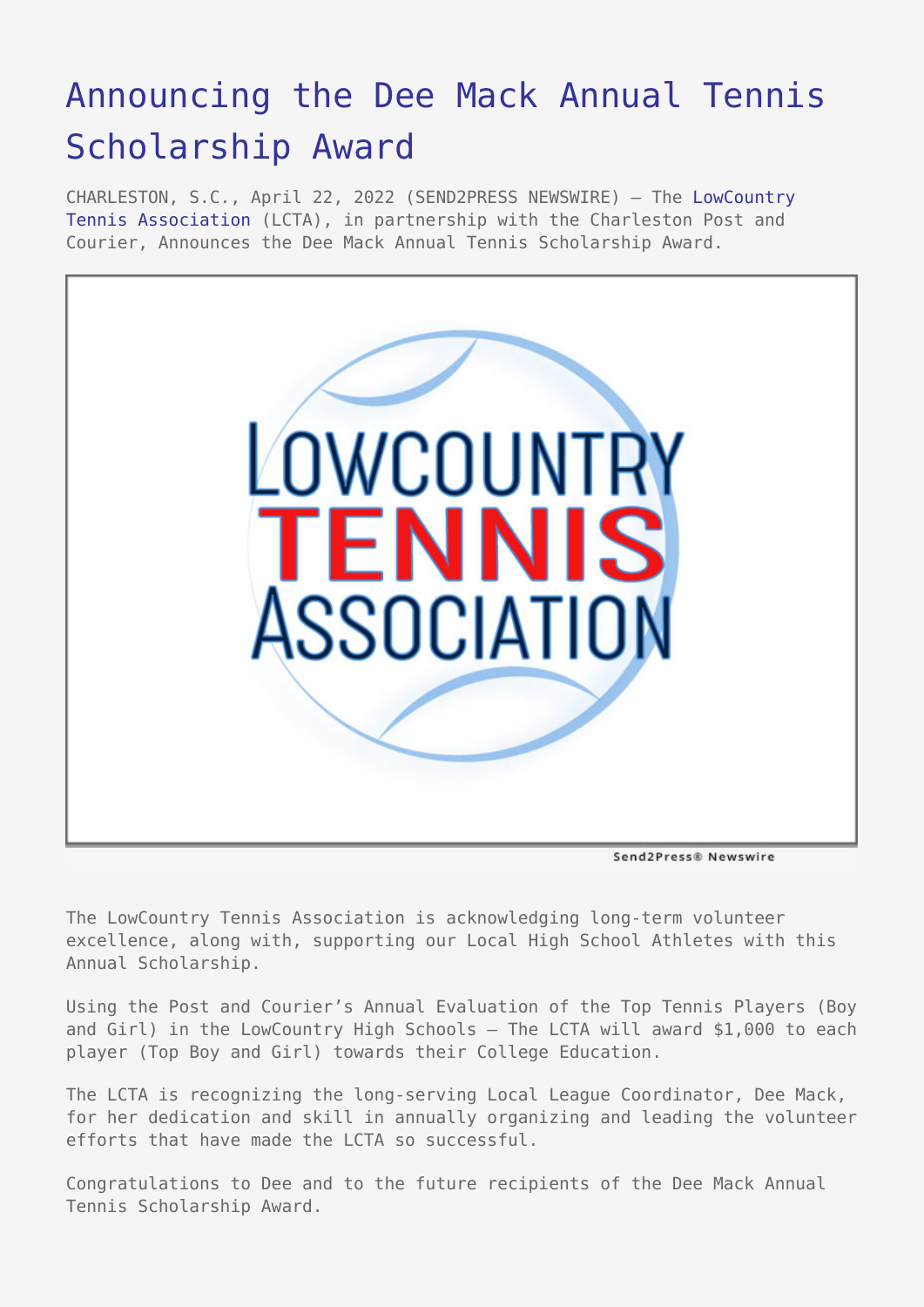# Announcing the Dee Mack Annual Tennis Scholarship Award

CHARLESTON, S.C., April 22, 2022 (SEND2PRESS NEWSWIRE) — The LowCountry Tennis Association (LCTA), in partnership with the Charleston Post and Courier, Announces the Dee Mack Annual Tennis Scholarship Award.

The LowCountry Tennis Association is acknowledging long-term volunteer excellence, along with, supporting our Local High School Athletes with this Annual Scholarship.

Using the Post and Courier's Annual Evaluation of the Top Tennis Players (Boy and Girl) in the LowCountry High Schools – The LCTA will award $1,000 to each player (Top Boy and Girl) towards their College Education.

The LCTA is recognizing the long-serving Local League Coordinator, Dee Mack, for her dedication and skill in annually organizing and leading the volunteer efforts that have made the LCTA so successful.

Congratulations to Dee and to the future recipients of the Dee Mack Annual Tennis Scholarship Award.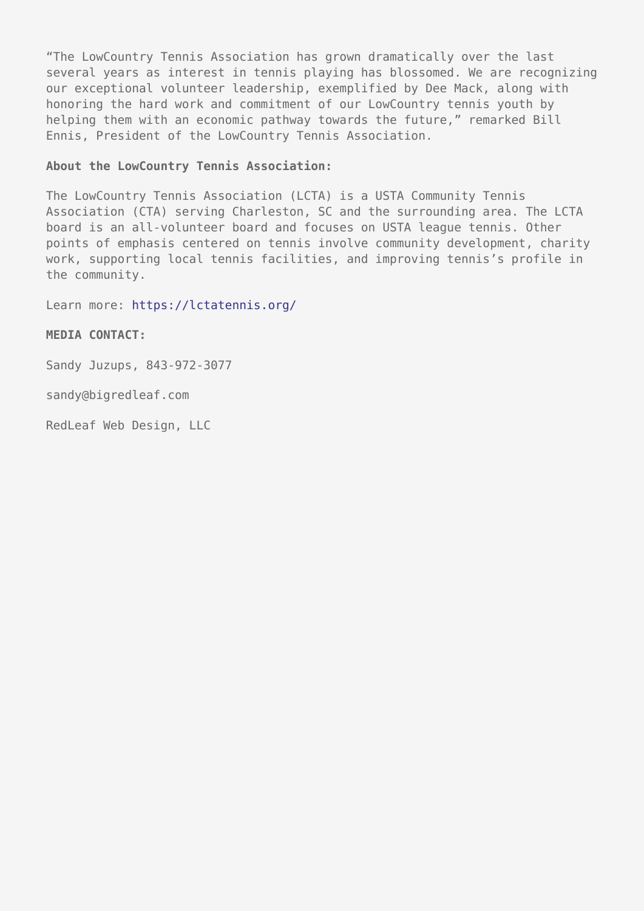"The LowCountry Tennis Association has grown dramatically over the last several years as interest in tennis playing has blossomed. We are recognizing our exceptional volunteer leadership, exemplified by Dee Mack, along with honoring the hard work and commitment of our LowCountry tennis youth by helping them with an economic pathway towards the future," remarked Bill Ennis, President of the LowCountry Tennis Association.

**About the LowCountry Tennis Association:**

The LowCountry Tennis Association (LCTA) is a USTA Community Tennis Association (CTA) serving Charleston, SC and the surrounding area. The LCTA board is an all-volunteer board and focuses on USTA league tennis. Other points of emphasis centered on tennis involve community development, charity work, supporting local tennis facilities, and improving tennis's profile in the community.

Learn more: https://lctatennis.org/

**MEDIA CONTACT:**

Sandy Juzups, 843-972-3077

sandy@bigredleaf.com

RedLeaf Web Design, LLC